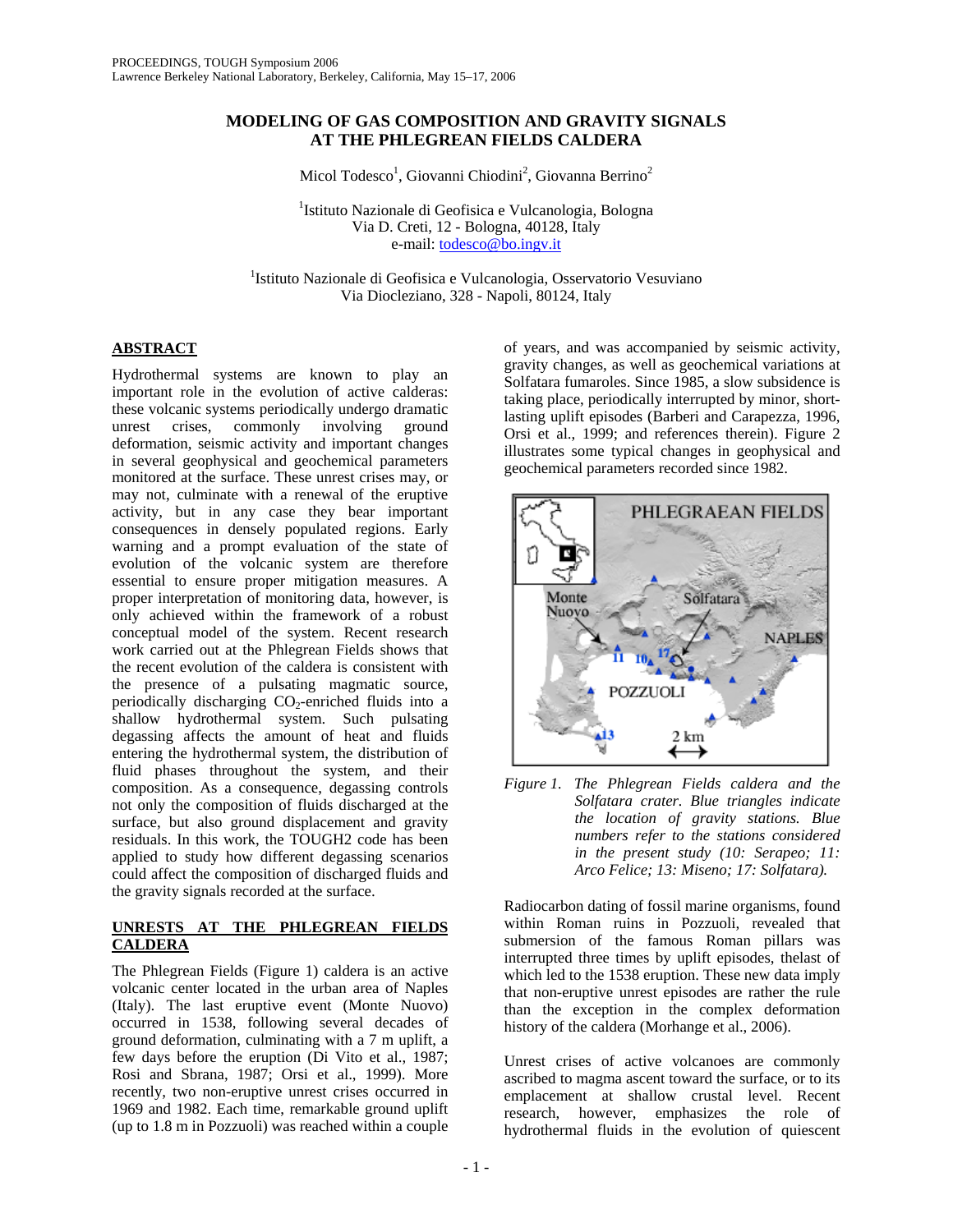# MODELING OF GAS COMPOSITION AND GRAVITY SIGNALS AT THE PHLEGREAN FIELDS CALDERA

Micol Todesco[1], Giovanni Chiodini[2], Giovanna Berrino[2]

[1]Istituto Nazionale de Geofisica e Vulcanologia, Bologna
Via D. Creti, 12 - Bologna, 40128, Italy
e-mail: todesco@bo.ingv.it

[1]Istituto Nazionale de Geofisica e Vulcanologia, Osservatorio Vesuviano
Via Diocleziano, 328 - Napoli, 80124, Italy

## ABSTRACT

Hydrothermal systems are known to play an important role in the evolution of active calderas: these volcanic systems periodically undergo dramatic unrest crises, commonly involving ground deformation, seismic activity and important changes in several geophysical and geochemical parameters monitored at the surface. These unrest crises may, or may not, culminate with a renewal of the eruptive activity, but in any case they bear important consequences in densely populated regions. Early warning and a prompt evaluation of the state of evolution of the volcanic system are therefore essential to ensure proper mitigation measures. A proper interpretation of monitoring data, however, is only achieved within the framework of a robust conceptual model of the system. Recent research work carried out at the Phlegrean Fields shows that the recent evolution of the caldera is consistent with the presence of a pulsating magmatic source, periodically discharging $CO_2$-enriched fluids into a shallow hydrothermal system. Such pulsating degassing affects the amount of heat and fluids entering the hydrothermal system, the distribution of fluid phases throughout the system, and their composition. As a consequence, degassing controls not only the composition of fluids discharged at the surface, but also ground displacement and gravity residuals. In this work, the TOUGH2 code has been applied to study how different degassing scenarios could affect the composition of discharged fluids and the gravity signals recorded at the surface.

## UNRESTS AT THE PHLEGREAN FIELDS CALDERA

The Phlegrean Fields (Figure 1) caldera is an active volcanic center located in the urban area of Naples (Italy). The last eruptive event (Monte Nuovo) occurred in 1538, following several decades of ground deformation, culminating with a 7 m uplift, a few days before the eruption (Di Vito et al., 1987; Rosi and Sbrana, 1987; Orsi et al., 1999). More recently, two non-eruptive unrest crises occurred in 1969 and 1982. Each time, remarkable ground uplift (up to 1.8 m in Pozzuoli) was reached within a couple of years, and was accompanied by seismic activity, gravity changes, as well as geochemical variations at Solfatara fumaroles. Since 1985, a slow subsidence is taking place, periodically interrupted by minor, short-lasting uplift episodes (Barberi and Carapezza, 1996, Orsi et al., 1999; and references therein). Figure 2 illustrates some typical changes in geophysical and geochemical parameters recorded since 1982.

*Figure 1. The Phlegrean Fields caldera and the Solfatara crater. Blue triangles indicate the location of gravity stations. Blue numbers refer to the stations considered in the present study (10: Serapeo; 11: Arco Felice; 13: Miseno; 17: Solfatara).*

Radiocarbon dating of fossil marine organisms, found within Roman ruins in Pozzuoli, revealed that submersion of the famous Roman pillars was interrupted three times by uplift episodes, thelast of which led to the 1538 eruption. These new data imply that non-eruptive unrest episodes are rather the rule than the exception in the complex deformation history of the caldera (Morhange et al., 2006).

Unrest crises of active volcanoes are commonly ascribed to magma ascent toward the surface, or to its emplacement at shallow crustal level. Recent research, however, emphasizes the role of hydrothermal fluids in the evolution of quiescent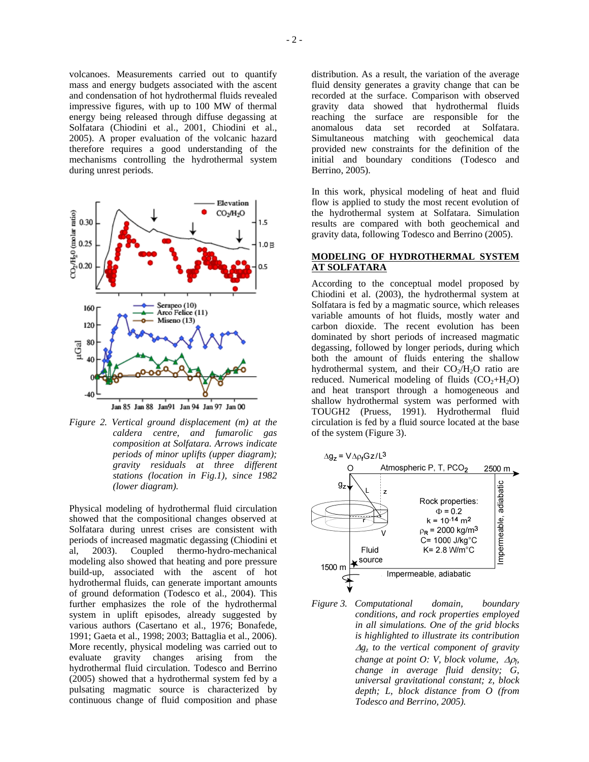volcanoes. Measurements carried out to quantify mass and energy budgets associated with the ascent and condensation of hot hydrothermal fluids revealed impressive figures, with up to 100 MW of thermal energy being released through diffuse degassing at Solfatara (Chiodini et al., 2001, Chiodini et al., 2005). A proper evaluation of the volcanic hazard therefore requires a good understanding of the mechanisms controlling the hydrothermal system during unrest periods.

*Figure 2. Vertical ground displacement (m) at the caldera centre, and fumarolic gas composition at Solfatara. Arrows indicate periods of minor uplifts (upper diagram); gravity residuals at three different stations (location in Fig.1), since 1982 (lower diagram).*

Physical modeling of hydrothermal fluid circulation showed that the compositional changes observed at Solfatara during unrest crises are consistent with periods of increased magmatic degassing (Chiodini et al, 2003). Coupled thermo-hydro-mechanical modeling also showed that heating and pore pressure build-up, associated with the ascent of hot hydrothermal fluids, can generate important amounts of ground deformation (Todesco et al., 2004). This further emphasizes the role of the hydrothermal system in uplift episodes, already suggested by various authors (Casertano et al., 1976; Bonafede, 1991; Gaeta et al., 1998; 2003; Battaglia et al., 2006). More recently, physical modeling was carried out to evaluate gravity changes arising from the hydrothermal fluid circulation. Todesco and Berrino (2005) showed that a hydrothermal system fed by a pulsating magmatic source is characterized by continuous change of fluid composition and phase distribution. As a result, the variation of the average fluid density generates a gravity change that can be recorded at the surface. Comparison with observed gravity data showed that hydrothermal fluids reaching the surface are responsible for the anomalous data set recorded at Solfatara. Simultaneous matching with geochemical data provided new constraints for the definition of the initial and boundary conditions (Todesco and Berrino, 2005).

In this work, physical modeling of heat and fluid flow is applied to study the most recent evolution of the hydrothermal system at Solfatara. Simulation results are compared with both geochemical and gravity data, following Todesco and Berrino (2005).

## MODELING OF HYDROTHERMAL SYSTEM AT SOLFATARA

According to the conceptual model proposed by Chiodini et al. (2003), the hydrothermal system at Solfatara is fed by a magmatic source, which releases variable amounts of hot fluids, mostly water and carbon dioxide. The recent evolution has been dominated by short periods of increased magmatic degassing, followed by longer periods, during which both the amount of fluids entering the shallow hydrothermal system, and their $CO_2/H_2O$ ratio are reduced. Numerical modeling of fluids ($CO_2$+$H_2O$) and heat transport through a homogeneous and shallow hydrothermal system was performed with TOUGH2 (Pruess, 1991). Hydrothermal fluid circulation is fed by a fluid source located at the base of the system (Figure 3).

*Figure 3. Computational domain, boundary conditions, and rock properties employed in all simulations. One of the grid blocks is highlighted to illustrate its contribution $\Delta g_z$ to the vertical component of gravity change at point O: V, block volume, $\Delta\rho_f$, change in average fluid density; G, universal gravitational constant; z, block depth; L, block distance from O (from Todesco and Berrino, 2005).*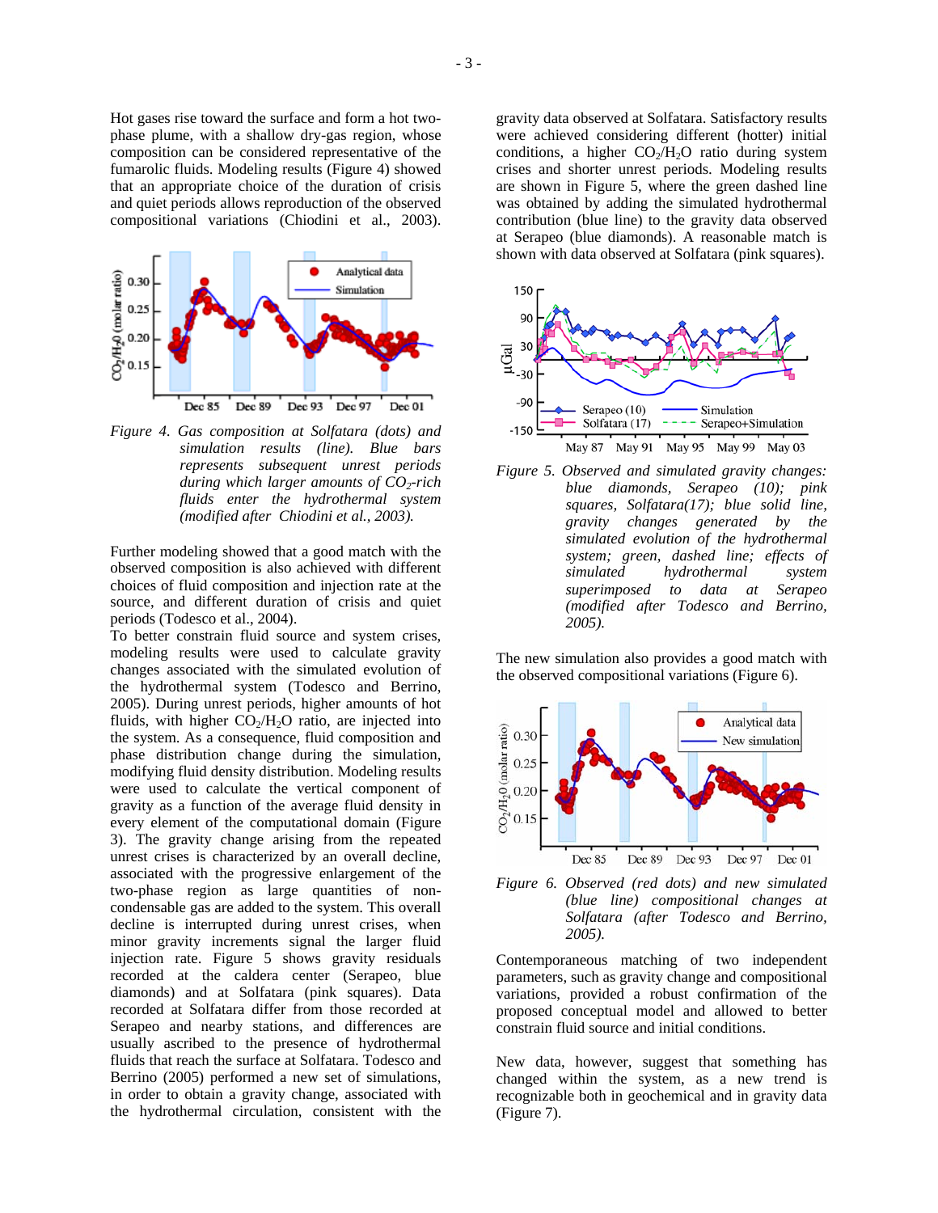Hot gases rise toward the surface and form a hot two-phase plume, with a shallow dry-gas region, whose composition can be considered representative of the fumarolic fluids. Modeling results (Figure 4) showed that an appropriate choice of the duration of crisis and quiet periods allows reproduction of the observed compositional variations (Chiodini et al., 2003).

*Figure 4. Gas composition at Solfatara (dots) and simulation results (line). Blue bars represents subsequent unrest periods during which larger amounts of $CO_2$-rich fluids enter the hydrothermal system (modified after Chiodini et al., 2003).*

Further modeling showed that a good match with the observed composition is also achieved with different choices of fluid composition and injection rate at the source, and different duration of crisis and quiet periods (Todesco et al., 2004).

To better constrain fluid source and system crises, modeling results were used to calculate gravity changes associated with the simulated evolution of the hydrothermal system (Todesco and Berrino, 2005). During unrest periods, higher amounts of hot fluids, with higher $CO_2/H_2O$ ratio, are injected into the system. As a consequence, fluid composition and phase distribution change during the simulation, modifying fluid density distribution. Modeling results were used to calculate the vertical component of gravity as a function of the average fluid density in every element of the computational domain (Figure 3). The gravity change arising from the repeated unrest crises is characterized by an overall decline, associated with the progressive enlargement of the two-phase region as large quantities of non-condensable gas are added to the system. This overall decline is interrupted during unrest crises, when minor gravity increments signal the larger fluid injection rate. Figure 5 shows gravity residuals recorded at the caldera center (Serapeo, blue diamonds) and at Solfatara (pink squares). Data recorded at Solfatara differ from those recorded at Serapeo and nearby stations, and differences are usually ascribed to the presence of hydrothermal fluids that reach the surface at Solfatara. Todesco and Berrino (2005) performed a new set of simulations, in order to obtain a gravity change, associated with the hydrothermal circulation, consistent with the gravity data observed at Solfatara. Satisfactory results were achieved considering different (hotter) initial conditions, a higher $CO_2/H_2O$ ratio during system crises and shorter unrest periods. Modeling results are shown in Figure 5, where the green dashed line was obtained by adding the simulated hydrothermal contribution (blue line) to the gravity data observed at Serapeo (blue diamonds). A reasonable match is shown with data observed at Solfatara (pink squares).

*Figure 5. Observed and simulated gravity changes: blue diamonds, Serapeo (10); pink squares, Solfatara(17); blue solid line, gravity changes generated by the simulated evolution of the hydrothermal system; green, dashed line; effects of simulated hydrothermal system superimposed to data at Serapeo (modified after Todesco and Berrino, 2005).*

The new simulation also provides a good match with the observed compositional variations (Figure 6).

*Figure 6. Observed (red dots) and new simulated (blue line) compositional changes at Solfatara (after Todesco and Berrino, 2005).*

Contemporaneous matching of two independent parameters, such as gravity change and compositional variations, provided a robust confirmation of the proposed conceptual model and allowed to better constrain fluid source and initial conditions.

New data, however, suggest that something has changed within the system, as a new trend is recognizable both in geochemical and in gravity data (Figure 7).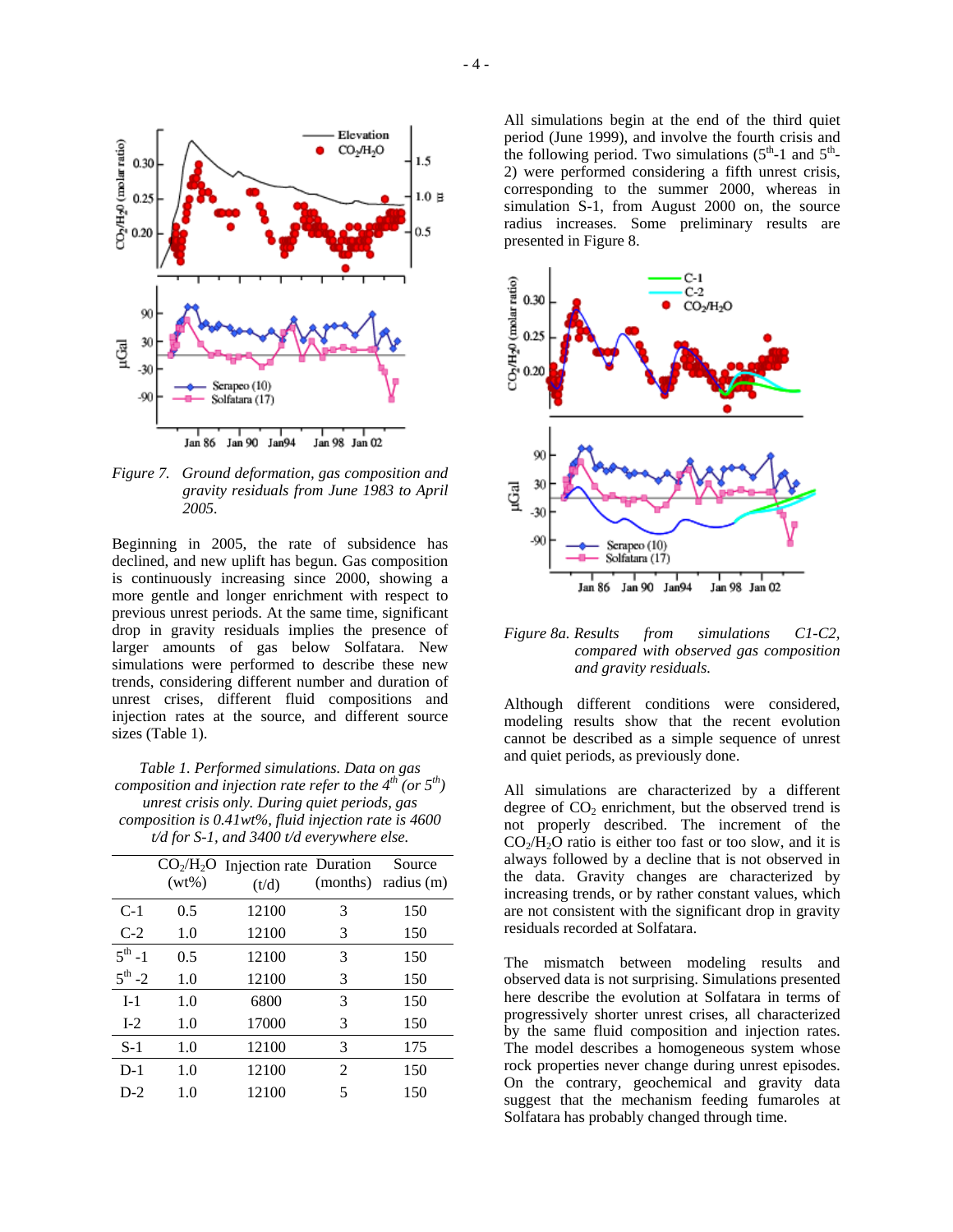*Figure 7. Ground deformation, gas composition and gravity residuals from June 1983 to April 2005.*

Beginning in 2005, the rate of subsidence has declined, and new uplift has begun. Gas composition is continuously increasing since 2000, showing a more gentle and longer enrichment with respect to previous unrest periods. At the same time, significant drop in gravity residuals implies the presence of larger amounts of gas below Solfatara. New simulations were performed to describe these new trends, considering different number and duration of unrest crises, different fluid compositions and injection rates at the source, and different source sizes (Table 1).

*Table 1. Performed simulations. Data on gas composition and injection rate refer to the 4th (or 5th) unrest crisis only. During quiet periods, gas composition is 0.41wt%, fluid injection rate is 4600 t/d for S-1, and 3400 t/d everywhere else.*

| | $CO_2/H_2O$ (wt%) | Injection rate (t/d) | Duration (months) | Source radius (m) |
|---|---|---|---|---|
| C-1 | 0.5 | 12100 | 3 | 150 |
| C-2 | 1.0 | 12100 | 3 | 150 |
| 5th -1 | 0.5 | 12100 | 3 | 150 |
| 5th -2 | 1.0 | 12100 | 3 | 150 |
| I-1 | 1.0 | 6800 | 3 | 150 |
| I-2 | 1.0 | 17000 | 3 | 150 |
| S-1 | 1.0 | 12100 | 3 | 175 |
| D-1 | 1.0 | 12100 | 2 | 150 |
| D-2 | 1.0 | 12100 | 5 | 150 |

All simulations begin at the end of the third quiet period (June 1999), and involve the fourth crisis and the following period. Two simulations (5th-1 and 5th-2) were performed considering a fifth unrest crisis, corresponding to the summer 2000, whereas in simulation S-1, from August 2000 on, the source radius increases. Some preliminary results are presented in Figure 8.

*Figure 8a. Results from simulations C1-C2, compared with observed gas composition and gravity residuals.*

Although different conditions were considered, modeling results show that the recent evolution cannot be described as a simple sequence of unrest and quiet periods, as previously done.

All simulations are characterized by a different degree of $CO_2$ enrichment, but the observed trend is not properly described. The increment of the $CO_2/H_2O$ ratio is either too fast or too slow, and it is always followed by a decline that is not observed in the data. Gravity changes are characterized by increasing trends, or by rather constant values, which are not consistent with the significant drop in gravity residuals recorded at Solfatara.

The mismatch between modeling results and observed data is not surprising. Simulations presented here describe the evolution at Solfatara in terms of progressively shorter unrest crises, all characterized by the same fluid composition and injection rates. The model describes a homogeneous system whose rock properties never change during unrest episodes. On the contrary, geochemical and gravity data suggest that the mechanism feeding fumaroles at Solfatara has probably changed through time.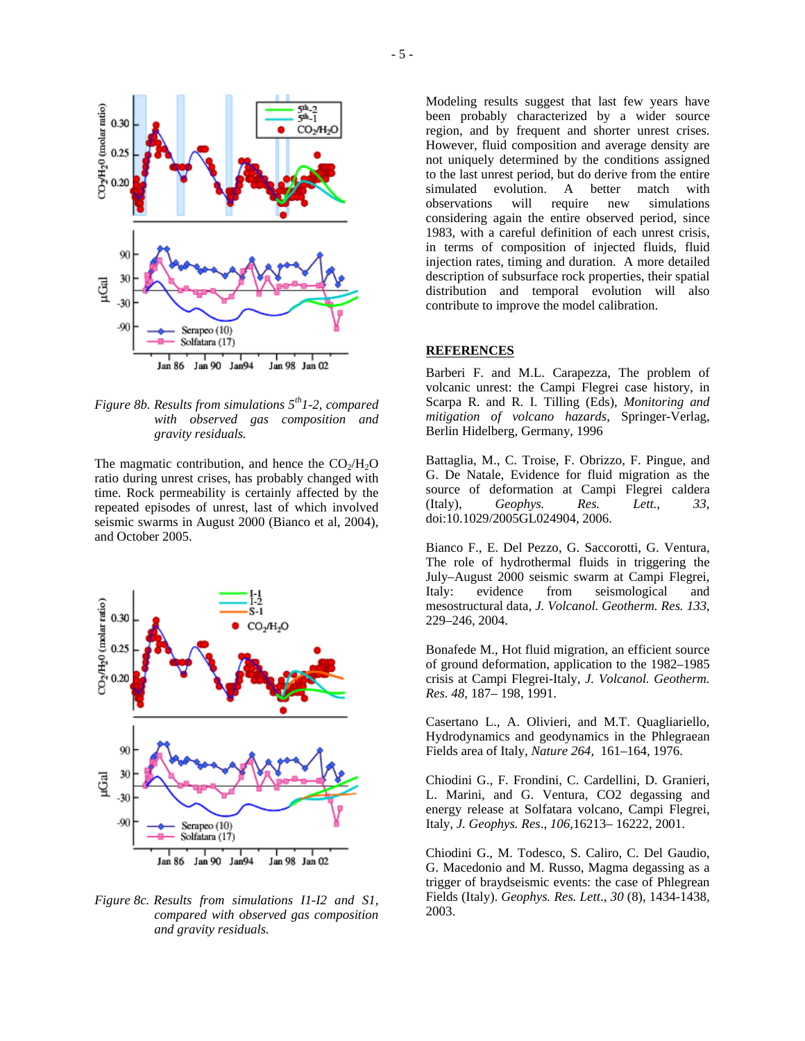*Figure 8b. Results from simulations 5th1-2, compared with observed gas composition and gravity residuals.*

The magmatic contribution, and hence the $CO_2/H_2O$ ratio during unrest crises, has probably changed with time. Rock permeability is certainly affected by the repeated episodes of unrest, last of which involved seismic swarms in August 2000 (Bianco et al, 2004), and October 2005.

*Figure 8c. Results from simulations I1-I2 and S1, compared with observed gas composition and gravity residuals.*

Modeling results suggest that last few years have been probably characterized by a wider source region, and by frequent and shorter unrest crises. However, fluid composition and average density are not uniquely determined by the conditions assigned to the last unrest period, but do derive from the entire simulated evolution. A better match with observations will require new simulations considering again the entire observed period, since 1983, with a careful definition of each unrest crisis, in terms of composition of injected fluids, fluid injection rates, timing and duration. A more detailed description of subsurface rock properties, their spatial distribution and temporal evolution will also contribute to improve the model calibration.

## REFERENCES

Barberi F. and M.L. Carapezza, The problem of volcanic unrest: the Campi Flegrei case history, in Scarpa R. and R. I. Tilling (Eds), *Monitoring and mitigation of volcano hazards*, Springer-Verlag, Berlin Hidelberg, Germany, 1996

Battaglia, M., C. Troise, F. Obrizzo, F. Pingue, and G. De Natale, Evidence for fluid migration as the source of deformation at Campi Flegrei caldera (Italy), *Geophys. Res. Lett.*, *33*, doi:10.1029/2005GL024904, 2006.

Bianco F., E. Del Pezzo, G. Saccorotti, G. Ventura, The role of hydrothermal fluids in triggering the July–August 2000 seismic swarm at Campi Flegrei, Italy: evidence from seismological and mesostructural data, *J. Volcanol. Geotherm. Res. 133*, 229–246, 2004.

Bonafede M., Hot fluid migration, an efficient source of ground deformation, application to the 1982–1985 crisis at Campi Flegrei-Italy, *J. Volcanol. Geotherm. Res. 48*, 187– 198, 1991.

Casertano L., A. Olivieri, and M.T. Quagliariello, Hydrodynamics and geodynamics in the Phlegraean Fields area of Italy, *Nature 264*, 161–164, 1976.

Chiodini G., F. Frondini, C. Cardellini, D. Granieri, L. Marini, and G. Ventura, CO2 degassing and energy release at Solfatara volcano, Campi Flegrei, Italy, *J. Geophys. Res*., *106*,16213– 16222, 2001.

Chiodini G., M. Todesco, S. Caliro, C. Del Gaudio, G. Macedonio and M. Russo, Magma degassing as a trigger of braydseismic events: the case of Phlegrean Fields (Italy). *Geophys. Res. Lett*., *30* (8), 1434-1438, 2003.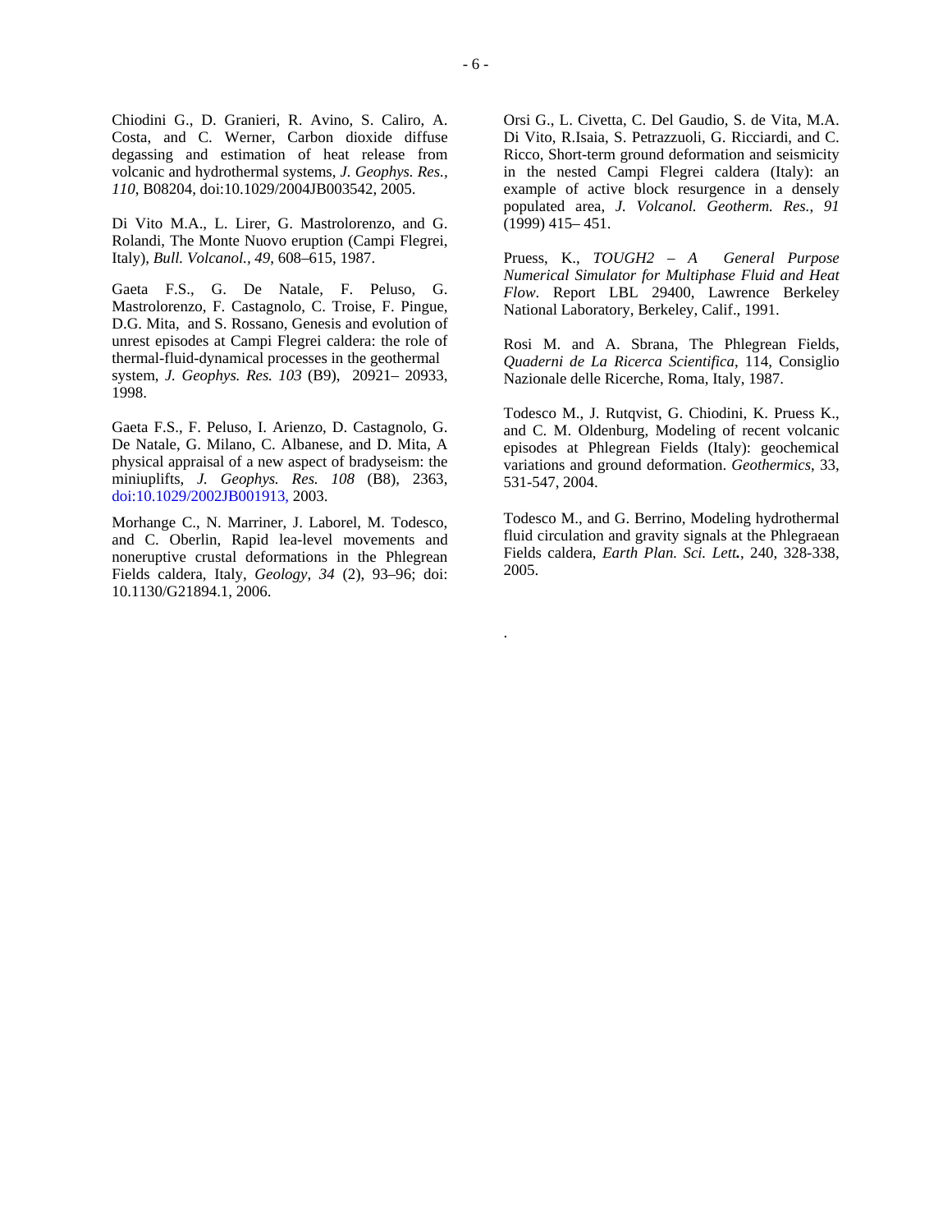Chiodini G., D. Granieri, R. Avino, S. Caliro, A. Costa, and C. Werner, Carbon dioxide diffuse degassing and estimation of heat release from volcanic and hydrothermal systems, *J. Geophys. Res., 110*, B08204, doi:10.1029/2004JB003542, 2005.

Di Vito M.A., L. Lirer, G. Mastrolorenzo, and G. Rolandi, The Monte Nuovo eruption (Campi Flegrei, Italy), *Bull. Volcanol., 49*, 608–615, 1987.

Gaeta F.S., G. De Natale, F. Peluso, G. Mastrolorenzo, F. Castagnolo, C. Troise, F. Pingue, D.G. Mita, and S. Rossano, Genesis and evolution of unrest episodes at Campi Flegrei caldera: the role of thermal-fluid-dynamical processes in the geothermal system, *J. Geophys. Res. 103* (B9), 20921– 20933, 1998.

Gaeta F.S., F. Peluso, I. Arienzo, D. Castagnolo, G. De Natale, G. Milano, C. Albanese, and D. Mita, A physical appraisal of a new aspect of bradyseism: the miniuplifts, *J. Geophys. Res. 108* (B8), 2363, doi:10.1029/2002JB001913, 2003.

Morhange C., N. Marriner, J. Laborel, M. Todesco, and C. Oberlin, Rapid lea-level movements and noneruptive crustal deformations in the Phlegrean Fields caldera, Italy, *Geology, 34* (2), 93–96; doi: 10.1130/G21894.1, 2006.

Orsi G., L. Civetta, C. Del Gaudio, S. de Vita, M.A. Di Vito, R.Isaia, S. Petrazzuoli, G. Ricciardi, and C. Ricco, Short-term ground deformation and seismicity in the nested Campi Flegrei caldera (Italy): an example of active block resurgence in a densely populated area, *J. Volcanol. Geotherm. Res., 91* (1999) 415– 451.

Pruess, K., *TOUGH2 – A General Purpose Numerical Simulator for Multiphase Fluid and Heat Flow*. Report LBL 29400, Lawrence Berkeley National Laboratory, Berkeley, Calif., 1991.

Rosi M. and A. Sbrana, The Phlegrean Fields, *Quaderni de La Ricerca Scientifica*, 114, Consiglio Nazionale delle Ricerche, Roma, Italy, 1987.

Todesco M., J. Rutqvist, G. Chiodini, K. Pruess K., and C. M. Oldenburg, Modeling of recent volcanic episodes at Phlegrean Fields (Italy): geochemical variations and ground deformation. *Geothermics*, 33, 531-547, 2004.

Todesco M., and G. Berrino, Modeling hydrothermal fluid circulation and gravity signals at the Phlegraean Fields caldera, *Earth Plan. Sci. Lett.*, 240, 328-338, 2005.